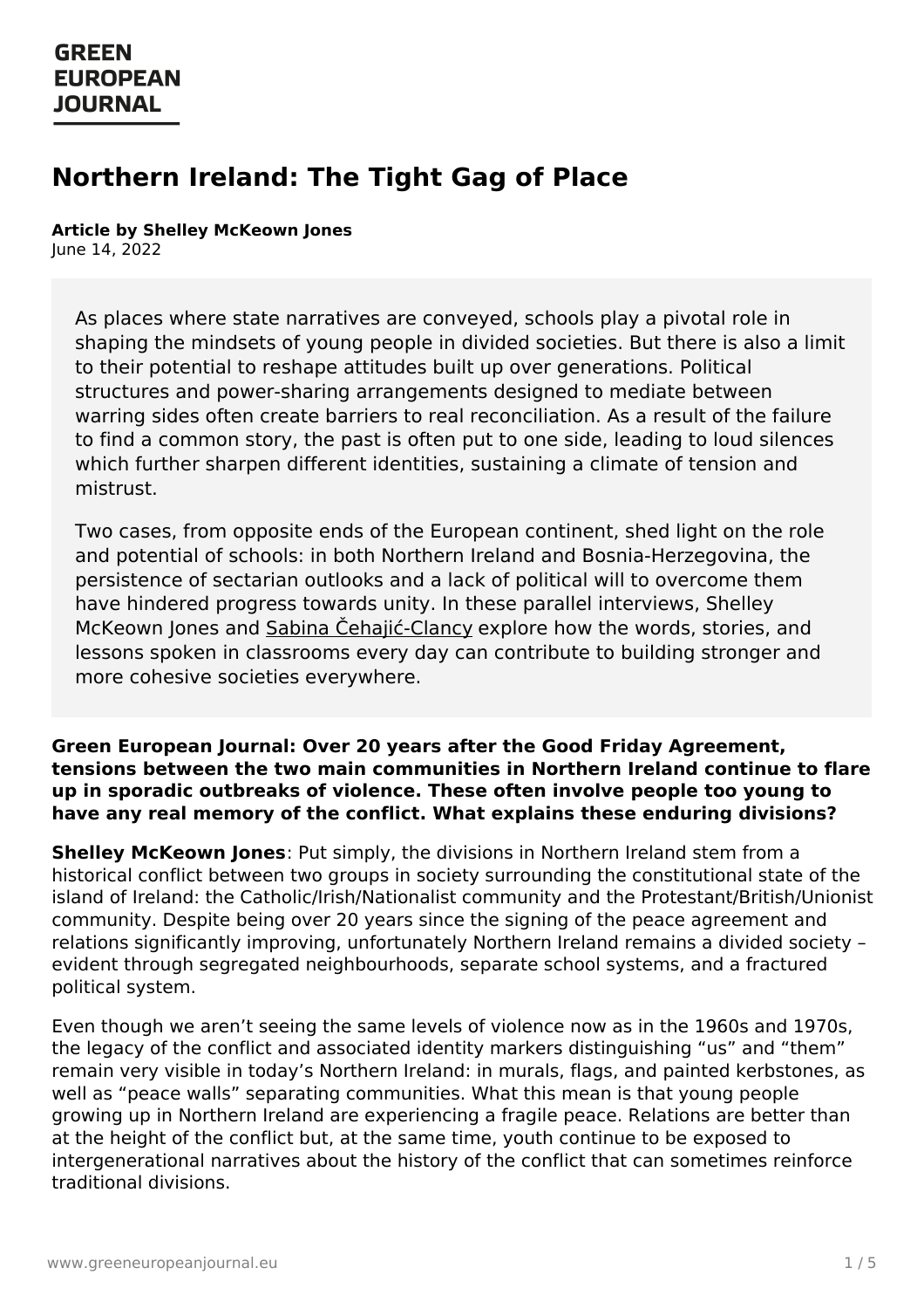# Northern Ireland: The Tight Gag of Place

**Article by Shelley McKeown Jones**
June 14, 2022

> As places where state narratives are conveyed, schools play a pivotal role in shaping the mindsets of young people in divided societies. But there is also a limit to their potential to reshape attitudes built up over generations. Political structures and power-sharing arrangements designed to mediate between warring sides often create barriers to real reconciliation. As a result of the failure to find a common story, the past is often put to one side, leading to loud silences which further sharpen different identities, sustaining a climate of tension and mistrust.
>
> Two cases, from opposite ends of the European continent, shed light on the role and potential of schools: in both Northern Ireland and Bosnia-Herzegovina, the persistence of sectarian outlooks and a lack of political will to overcome them have hindered progress towards unity. In these parallel interviews, Shelley McKeown Jones and Sabina Čehajić-Clancy explore how the words, stories, and lessons spoken in classrooms every day can contribute to building stronger and more cohesive societies everywhere.

**Green European Journal: Over 20 years after the Good Friday Agreement, tensions between the two main communities in Northern Ireland continue to flare up in sporadic outbreaks of violence. These often involve people too young to have any real memory of the conflict. What explains these enduring divisions?**

**Shelley McKeown Jones**: Put simply, the divisions in Northern Ireland stem from a historical conflict between two groups in society surrounding the constitutional state of the island of Ireland: the Catholic/Irish/Nationalist community and the Protestant/British/Unionist community. Despite being over 20 years since the signing of the peace agreement and relations significantly improving, unfortunately Northern Ireland remains a divided society – evident through segregated neighbourhoods, separate school systems, and a fractured political system.

Even though we aren't seeing the same levels of violence now as in the 1960s and 1970s, the legacy of the conflict and associated identity markers distinguishing "us" and "them" remain very visible in today's Northern Ireland: in murals, flags, and painted kerbstones, as well as "peace walls" separating communities. What this mean is that young people growing up in Northern Ireland are experiencing a fragile peace. Relations are better than at the height of the conflict but, at the same time, youth continue to be exposed to intergenerational narratives about the history of the conflict that can sometimes reinforce traditional divisions.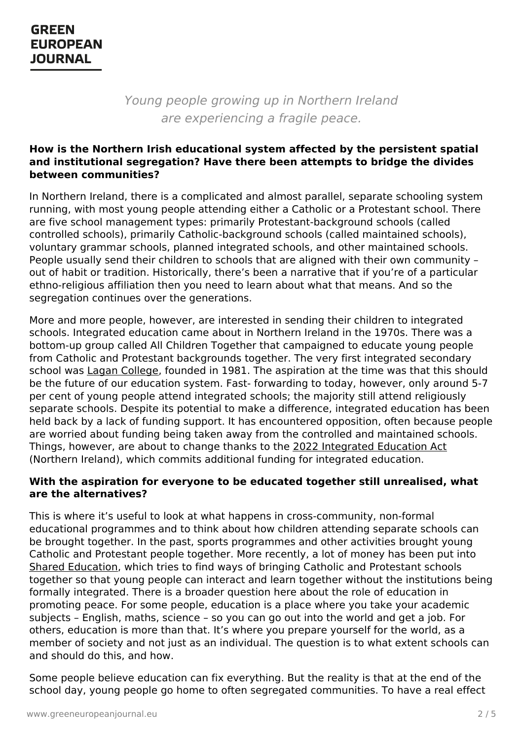*Young people growing up in Northern Ireland are experiencing a fragile peace.*

**How is the Northern Irish educational system affected by the persistent spatial and institutional segregation? Have there been attempts to bridge the divides between communities?**

In Northern Ireland, there is a complicated and almost parallel, separate schooling system running, with most young people attending either a Catholic or a Protestant school. There are five school management types: primarily Protestant-background schools (called controlled schools), primarily Catholic-background schools (called maintained schools), voluntary grammar schools, planned integrated schools, and other maintained schools. People usually send their children to schools that are aligned with their own community – out of habit or tradition. Historically, there's been a narrative that if you're of a particular ethno-religious affiliation then you need to learn about what that means. And so the segregation continues over the generations.

More and more people, however, are interested in sending their children to integrated schools. Integrated education came about in Northern Ireland in the 1970s. There was a bottom-up group called All Children Together that campaigned to educate young people from Catholic and Protestant backgrounds together. The very first integrated secondary school was Lagan College, founded in 1981. The aspiration at the time was that this should be the future of our education system. Fast- forwarding to today, however, only around 5-7 per cent of young people attend integrated schools; the majority still attend religiously separate schools. Despite its potential to make a difference, integrated education has been held back by a lack of funding support. It has encountered opposition, often because people are worried about funding being taken away from the controlled and maintained schools. Things, however, are about to change thanks to the 2022 Integrated Education Act (Northern Ireland), which commits additional funding for integrated education.

**With the aspiration for everyone to be educated together still unrealised, what are the alternatives?**

This is where it's useful to look at what happens in cross-community, non-formal educational programmes and to think about how children attending separate schools can be brought together. In the past, sports programmes and other activities brought young Catholic and Protestant people together. More recently, a lot of money has been put into Shared Education, which tries to find ways of bringing Catholic and Protestant schools together so that young people can interact and learn together without the institutions being formally integrated. There is a broader question here about the role of education in promoting peace. For some people, education is a place where you take your academic subjects – English, maths, science – so you can go out into the world and get a job. For others, education is more than that. It's where you prepare yourself for the world, as a member of society and not just as an individual. The question is to what extent schools can and should do this, and how.

Some people believe education can fix everything. But the reality is that at the end of the school day, young people go home to often segregated communities. To have a real effect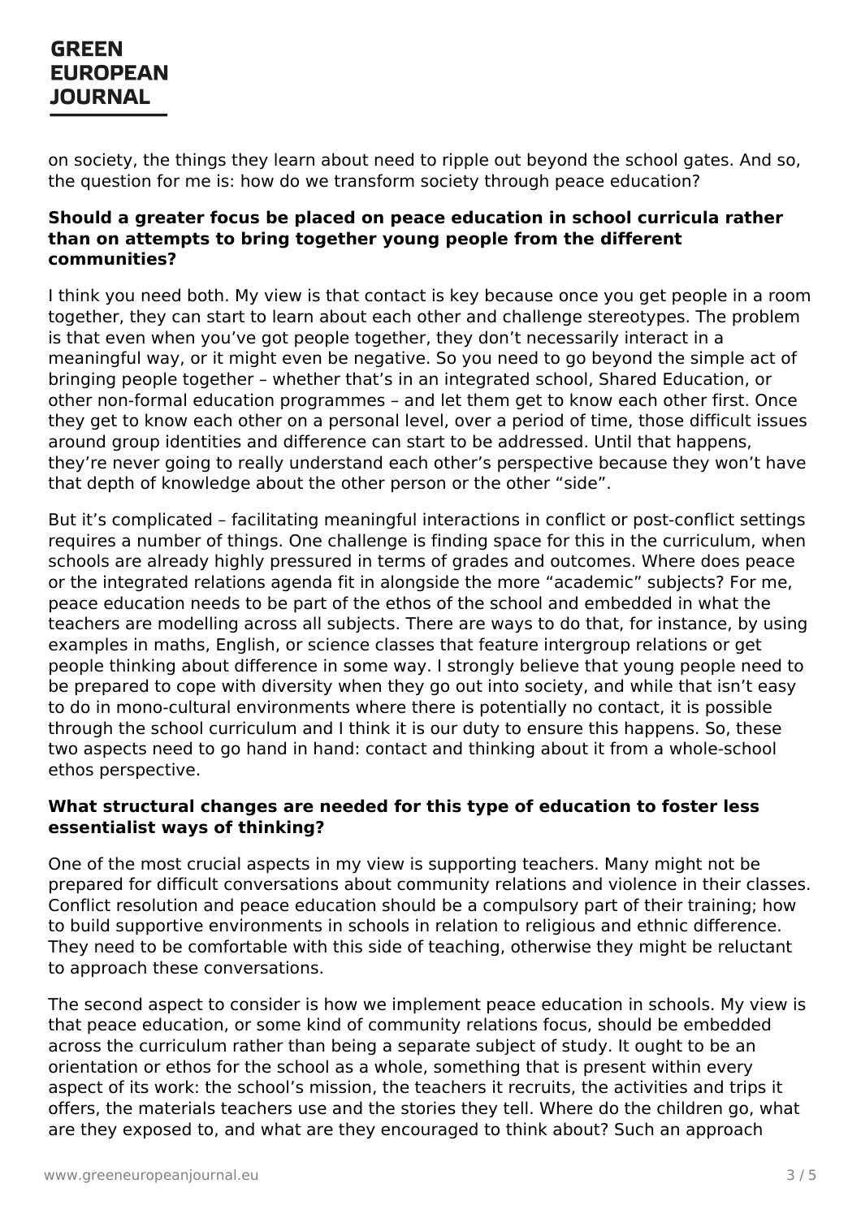on society, the things they learn about need to ripple out beyond the school gates. And so, the question for me is: how do we transform society through peace education?

**Should a greater focus be placed on peace education in school curricula rather than on attempts to bring together young people from the different communities?**

I think you need both. My view is that contact is key because once you get people in a room together, they can start to learn about each other and challenge stereotypes. The problem is that even when you've got people together, they don't necessarily interact in a meaningful way, or it might even be negative. So you need to go beyond the simple act of bringing people together – whether that's in an integrated school, Shared Education, or other non-formal education programmes – and let them get to know each other first. Once they get to know each other on a personal level, over a period of time, those difficult issues around group identities and difference can start to be addressed. Until that happens, they're never going to really understand each other's perspective because they won't have that depth of knowledge about the other person or the other "side".

But it's complicated – facilitating meaningful interactions in conflict or post-conflict settings requires a number of things. One challenge is finding space for this in the curriculum, when schools are already highly pressured in terms of grades and outcomes. Where does peace or the integrated relations agenda fit in alongside the more "academic" subjects? For me, peace education needs to be part of the ethos of the school and embedded in what the teachers are modelling across all subjects. There are ways to do that, for instance, by using examples in maths, English, or science classes that feature intergroup relations or get people thinking about difference in some way. I strongly believe that young people need to be prepared to cope with diversity when they go out into society, and while that isn't easy to do in mono-cultural environments where there is potentially no contact, it is possible through the school curriculum and I think it is our duty to ensure this happens. So, these two aspects need to go hand in hand: contact and thinking about it from a whole-school ethos perspective.

**What structural changes are needed for this type of education to foster less essentialist ways of thinking?**

One of the most crucial aspects in my view is supporting teachers. Many might not be prepared for difficult conversations about community relations and violence in their classes. Conflict resolution and peace education should be a compulsory part of their training; how to build supportive environments in schools in relation to religious and ethnic difference. They need to be comfortable with this side of teaching, otherwise they might be reluctant to approach these conversations.

The second aspect to consider is how we implement peace education in schools. My view is that peace education, or some kind of community relations focus, should be embedded across the curriculum rather than being a separate subject of study. It ought to be an orientation or ethos for the school as a whole, something that is present within every aspect of its work: the school's mission, the teachers it recruits, the activities and trips it offers, the materials teachers use and the stories they tell. Where do the children go, what are they exposed to, and what are they encouraged to think about? Such an approach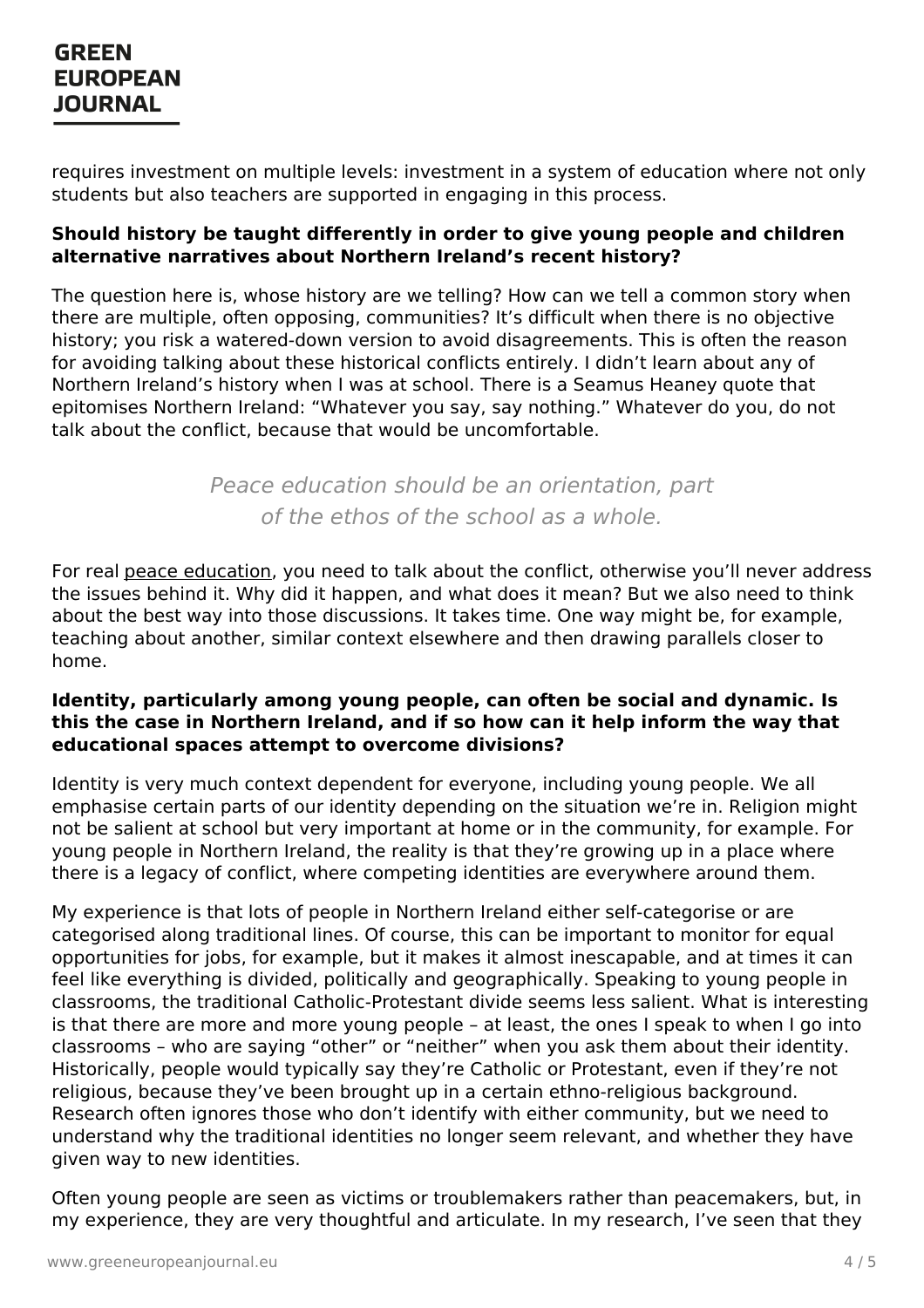requires investment on multiple levels: investment in a system of education where not only students but also teachers are supported in engaging in this process.

**Should history be taught differently in order to give young people and children alternative narratives about Northern Ireland's recent history?**

The question here is, whose history are we telling? How can we tell a common story when there are multiple, often opposing, communities? It's difficult when there is no objective history; you risk a watered-down version to avoid disagreements. This is often the reason for avoiding talking about these historical conflicts entirely. I didn't learn about any of Northern Ireland's history when I was at school. There is a Seamus Heaney quote that epitomises Northern Ireland: "Whatever you say, say nothing." Whatever do you, do not talk about the conflict, because that would be uncomfortable.

> *Peace education should be an orientation, part of the ethos of the school as a whole.*

For real peace education, you need to talk about the conflict, otherwise you'll never address the issues behind it. Why did it happen, and what does it mean? But we also need to think about the best way into those discussions. It takes time. One way might be, for example, teaching about another, similar context elsewhere and then drawing parallels closer to home.

**Identity, particularly among young people, can often be social and dynamic. Is this the case in Northern Ireland, and if so how can it help inform the way that educational spaces attempt to overcome divisions?**

Identity is very much context dependent for everyone, including young people. We all emphasise certain parts of our identity depending on the situation we're in. Religion might not be salient at school but very important at home or in the community, for example. For young people in Northern Ireland, the reality is that they're growing up in a place where there is a legacy of conflict, where competing identities are everywhere around them.

My experience is that lots of people in Northern Ireland either self-categorise or are categorised along traditional lines. Of course, this can be important to monitor for equal opportunities for jobs, for example, but it makes it almost inescapable, and at times it can feel like everything is divided, politically and geographically. Speaking to young people in classrooms, the traditional Catholic-Protestant divide seems less salient. What is interesting is that there are more and more young people – at least, the ones I speak to when I go into classrooms – who are saying "other" or "neither" when you ask them about their identity. Historically, people would typically say they're Catholic or Protestant, even if they're not religious, because they've been brought up in a certain ethno-religious background. Research often ignores those who don't identify with either community, but we need to understand why the traditional identities no longer seem relevant, and whether they have given way to new identities.

Often young people are seen as victims or troublemakers rather than peacemakers, but, in my experience, they are very thoughtful and articulate. In my research, I've seen that they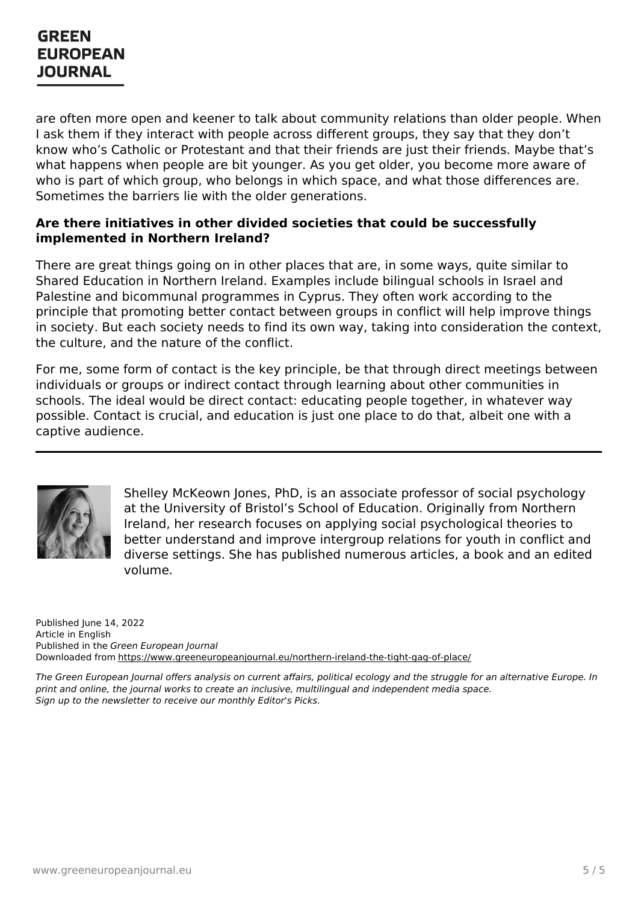are often more open and keener to talk about community relations than older people. When I ask them if they interact with people across different groups, they say that they don't know who's Catholic or Protestant and that their friends are just their friends. Maybe that's what happens when people are bit younger. As you get older, you become more aware of who is part of which group, who belongs in which space, and what those differences are. Sometimes the barriers lie with the older generations.

**Are there initiatives in other divided societies that could be successfully implemented in Northern Ireland?**

There are great things going on in other places that are, in some ways, quite similar to Shared Education in Northern Ireland. Examples include bilingual schools in Israel and Palestine and bicommunal programmes in Cyprus. They often work according to the principle that promoting better contact between groups in conflict will help improve things in society. But each society needs to find its own way, taking into consideration the context, the culture, and the nature of the conflict.

For me, some form of contact is the key principle, be that through direct meetings between individuals or groups or indirect contact through learning about other communities in schools. The ideal would be direct contact: educating people together, in whatever way possible. Contact is crucial, and education is just one place to do that, albeit one with a captive audience.

---

Shelley McKeown Jones, PhD, is an associate professor of social psychology at the University of Bristol's School of Education. Originally from Northern Ireland, her research focuses on applying social psychological theories to better understand and improve intergroup relations for youth in conflict and diverse settings. She has published numerous articles, a book and an edited volume.

Published June 14, 2022
Article in English
Published in the *Green European Journal*
Downloaded from https://www.greeneuropeanjournal.eu/northern-ireland-the-tight-gag-of-place/

*The Green European Journal offers analysis on current affairs, political ecology and the struggle for an alternative Europe. In print and online, the journal works to create an inclusive, multilingual and independent media space.*
*Sign up to the newsletter to receive our monthly Editor's Picks.*